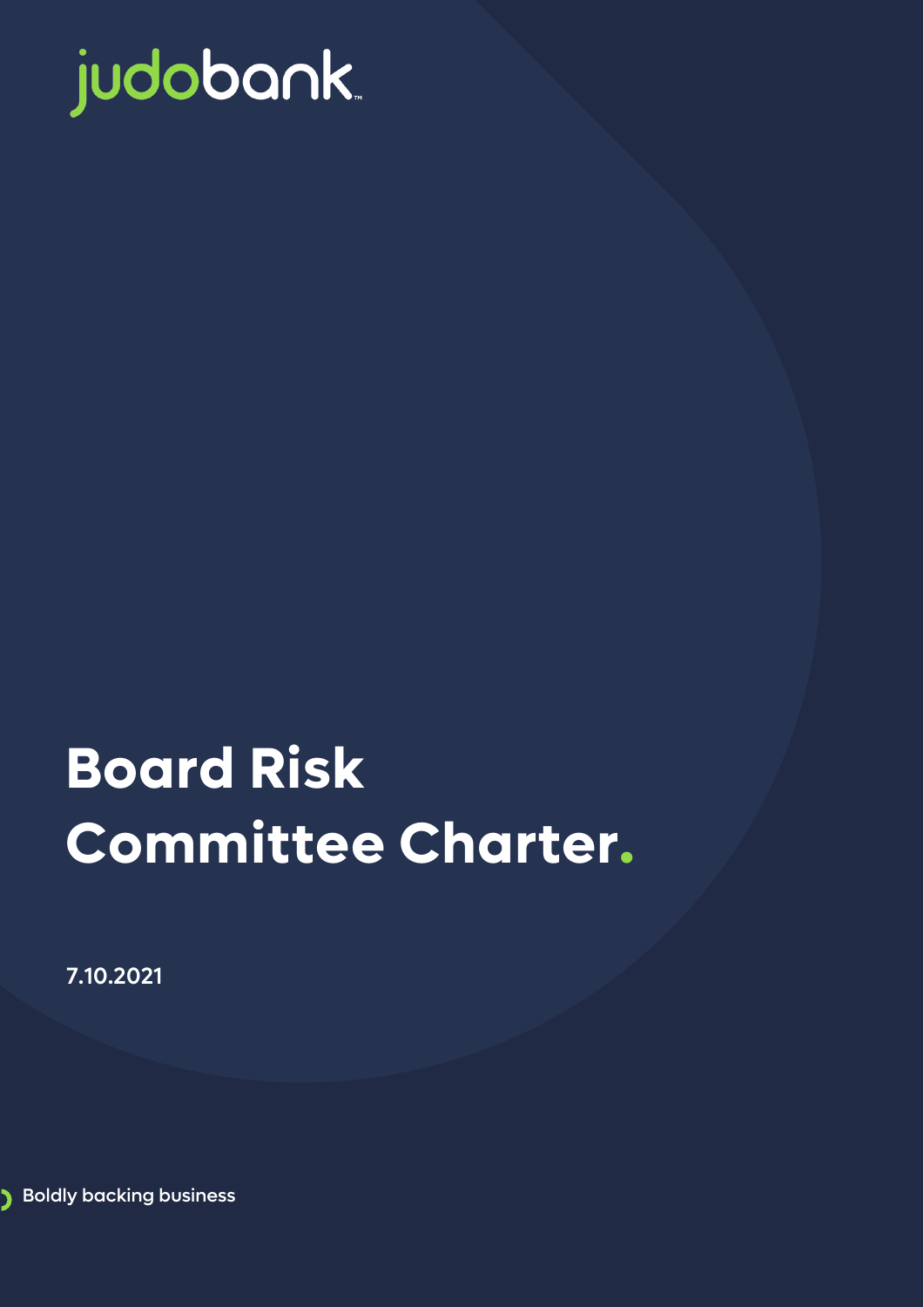judobank

# Board Risk Committee Charter.

7.10.2021

Boldly backing business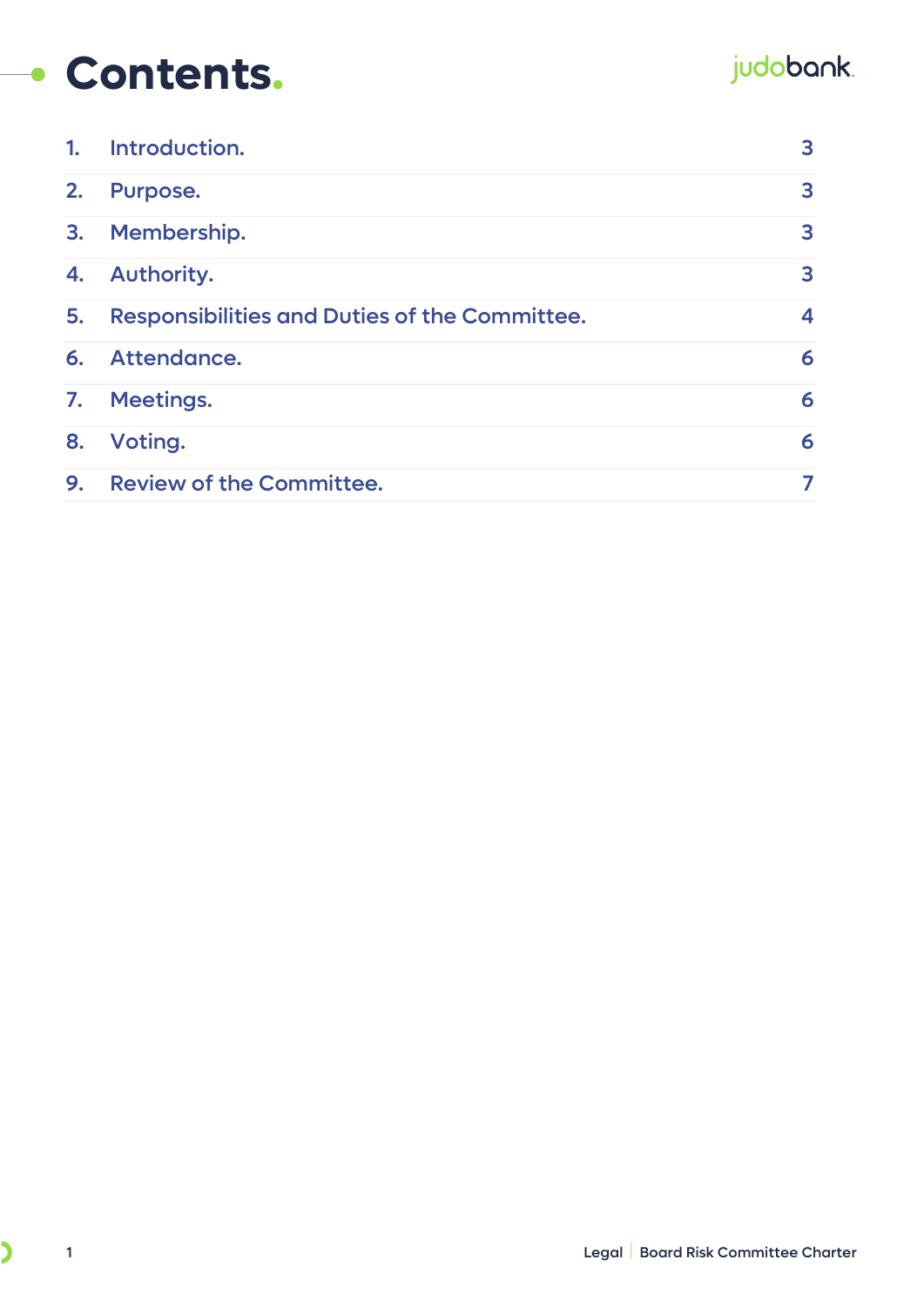# Contents.

| | | |
|---|---|---|
| 1. | Introduction. | 3 |
| 2. | Purpose. | 3 |
| 3. | Membership. | 3 |
| 4. | Authority. | 3 |
| 5. | Responsibilities and Duties of the Committee. | 4 |
| 6. | Attendance. | 6 |
| 7. | Meetings. | 6 |
| 8. | Voting. | 6 |
| 9. | Review of the Committee. | 7 |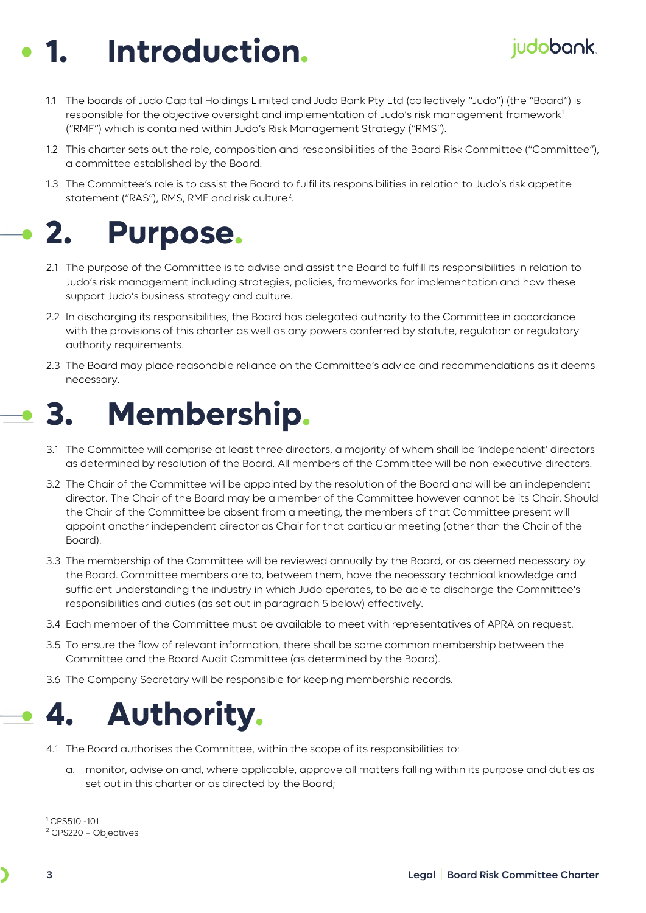# 1. Introduction.

1.1 The boards of Judo Capital Holdings Limited and Judo Bank Pty Ltd (collectively "Judo") (the "Board") is responsible for the objective oversight and implementation of Judo's risk management framework[1] ("RMF") which is contained within Judo's Risk Management Strategy ("RMS").

1.2 This charter sets out the role, composition and responsibilities of the Board Risk Committee ("Committee"), a committee established by the Board.

1.3 The Committee's role is to assist the Board to fulfil its responsibilities in relation to Judo's risk appetite statement ("RAS"), RMS, RMF and risk culture[2].

# 2. Purpose.

2.1 The purpose of the Committee is to advise and assist the Board to fulfill its responsibilities in relation to Judo's risk management including strategies, policies, frameworks for implementation and how these support Judo's business strategy and culture.

2.2 In discharging its responsibilities, the Board has delegated authority to the Committee in accordance with the provisions of this charter as well as any powers conferred by statute, regulation or regulatory authority requirements.

2.3 The Board may place reasonable reliance on the Committee's advice and recommendations as it deems necessary.

# 3. Membership.

3.1 The Committee will comprise at least three directors, a majority of whom shall be 'independent' directors as determined by resolution of the Board. All members of the Committee will be non-executive directors.

3.2 The Chair of the Committee will be appointed by the resolution of the Board and will be an independent director. The Chair of the Board may be a member of the Committee however cannot be its Chair. Should the Chair of the Committee be absent from a meeting, the members of that Committee present will appoint another independent director as Chair for that particular meeting (other than the Chair of the Board).

3.3 The membership of the Committee will be reviewed annually by the Board, or as deemed necessary by the Board. Committee members are to, between them, have the necessary technical knowledge and sufficient understanding the industry in which Judo operates, to be able to discharge the Committee's responsibilities and duties (as set out in paragraph 5 below) effectively.

3.4 Each member of the Committee must be available to meet with representatives of APRA on request.

3.5 To ensure the flow of relevant information, there shall be some common membership between the Committee and the Board Audit Committee (as determined by the Board).

3.6 The Company Secretary will be responsible for keeping membership records.

# 4. Authority.

4.1 The Board authorises the Committee, within the scope of its responsibilities to:

a. monitor, advise on and, where applicable, approve all matters falling within its purpose and duties as set out in this charter or as directed by the Board;

---

[1] CPS510 -101

[2] CPS220 – Objectives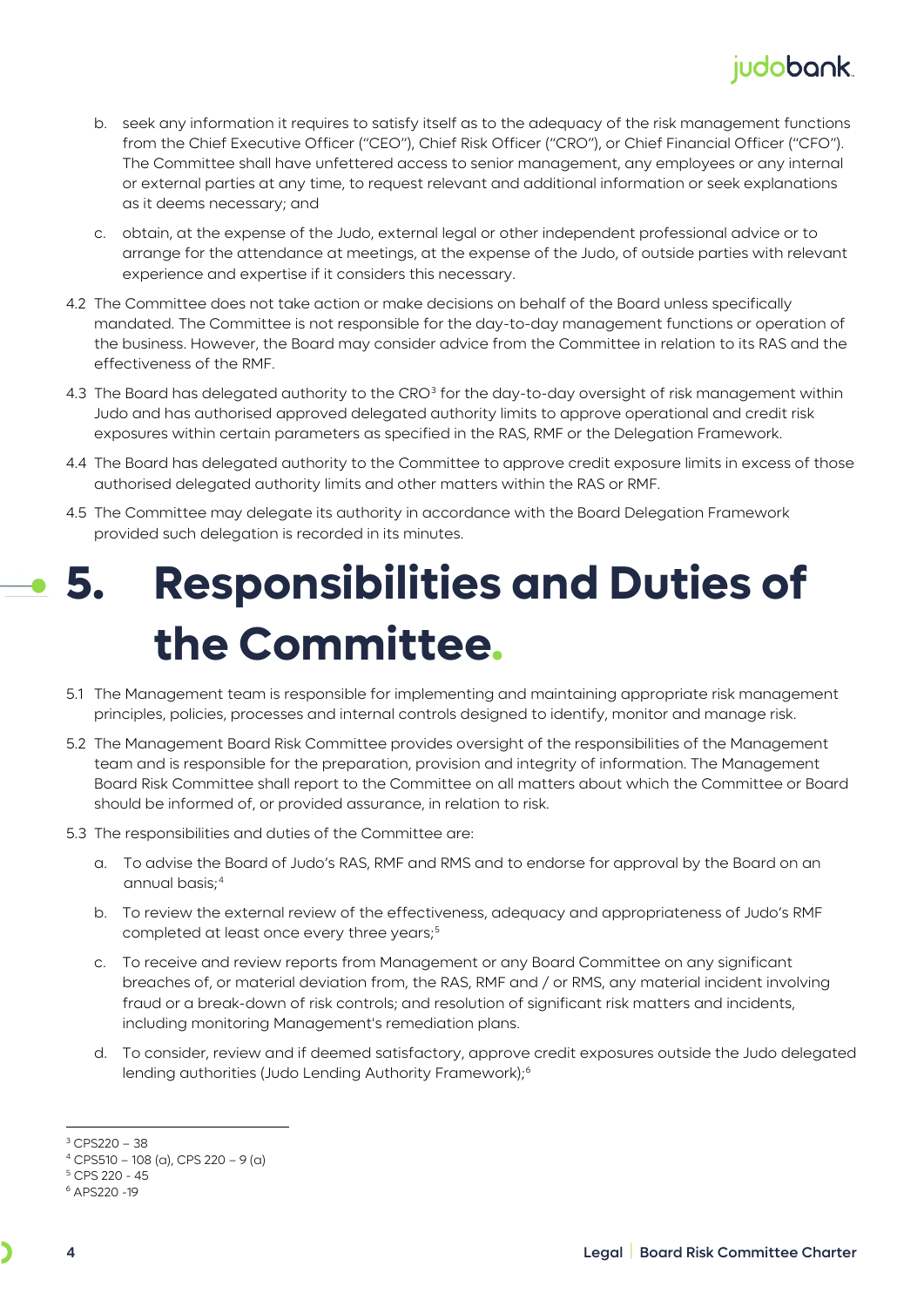b. seek any information it requires to satisfy itself as to the adequacy of the risk management functions from the Chief Executive Officer ("CEO"), Chief Risk Officer ("CRO"), or Chief Financial Officer ("CFO"). The Committee shall have unfettered access to senior management, any employees or any internal or external parties at any time, to request relevant and additional information or seek explanations as it deems necessary; and

c. obtain, at the expense of the Judo, external legal or other independent professional advice or to arrange for the attendance at meetings, at the expense of the Judo, of outside parties with relevant experience and expertise if it considers this necessary.

4.2 The Committee does not take action or make decisions on behalf of the Board unless specifically mandated. The Committee is not responsible for the day-to-day management functions or operation of the business. However, the Board may consider advice from the Committee in relation to its RAS and the effectiveness of the RMF.

4.3 The Board has delegated authority to the CRO[3] for the day-to-day oversight of risk management within Judo and has authorised approved delegated authority limits to approve operational and credit risk exposures within certain parameters as specified in the RAS, RMF or the Delegation Framework.

4.4 The Board has delegated authority to the Committee to approve credit exposure limits in excess of those authorised delegated authority limits and other matters within the RAS or RMF.

4.5 The Committee may delegate its authority in accordance with the Board Delegation Framework provided such delegation is recorded in its minutes.

# 5. Responsibilities and Duties of the Committee.

5.1 The Management team is responsible for implementing and maintaining appropriate risk management principles, policies, processes and internal controls designed to identify, monitor and manage risk.

5.2 The Management Board Risk Committee provides oversight of the responsibilities of the Management team and is responsible for the preparation, provision and integrity of information. The Management Board Risk Committee shall report to the Committee on all matters about which the Committee or Board should be informed of, or provided assurance, in relation to risk.

5.3 The responsibilities and duties of the Committee are:

a. To advise the Board of Judo's RAS, RMF and RMS and to endorse for approval by the Board on an annual basis;[4]

b. To review the external review of the effectiveness, adequacy and appropriateness of Judo's RMF completed at least once every three years;[5]

c. To receive and review reports from Management or any Board Committee on any significant breaches of, or material deviation from, the RAS, RMF and / or RMS, any material incident involving fraud or a break-down of risk controls; and resolution of significant risk matters and incidents, including monitoring Management's remediation plans.

d. To consider, review and if deemed satisfactory, approve credit exposures outside the Judo delegated lending authorities (Judo Lending Authority Framework);[6]

---

[3] CPS220 – 38

[4] CPS510 – 108 (a), CPS 220 – 9 (a)

[5] CPS 220 - 45

[6] APS220 -19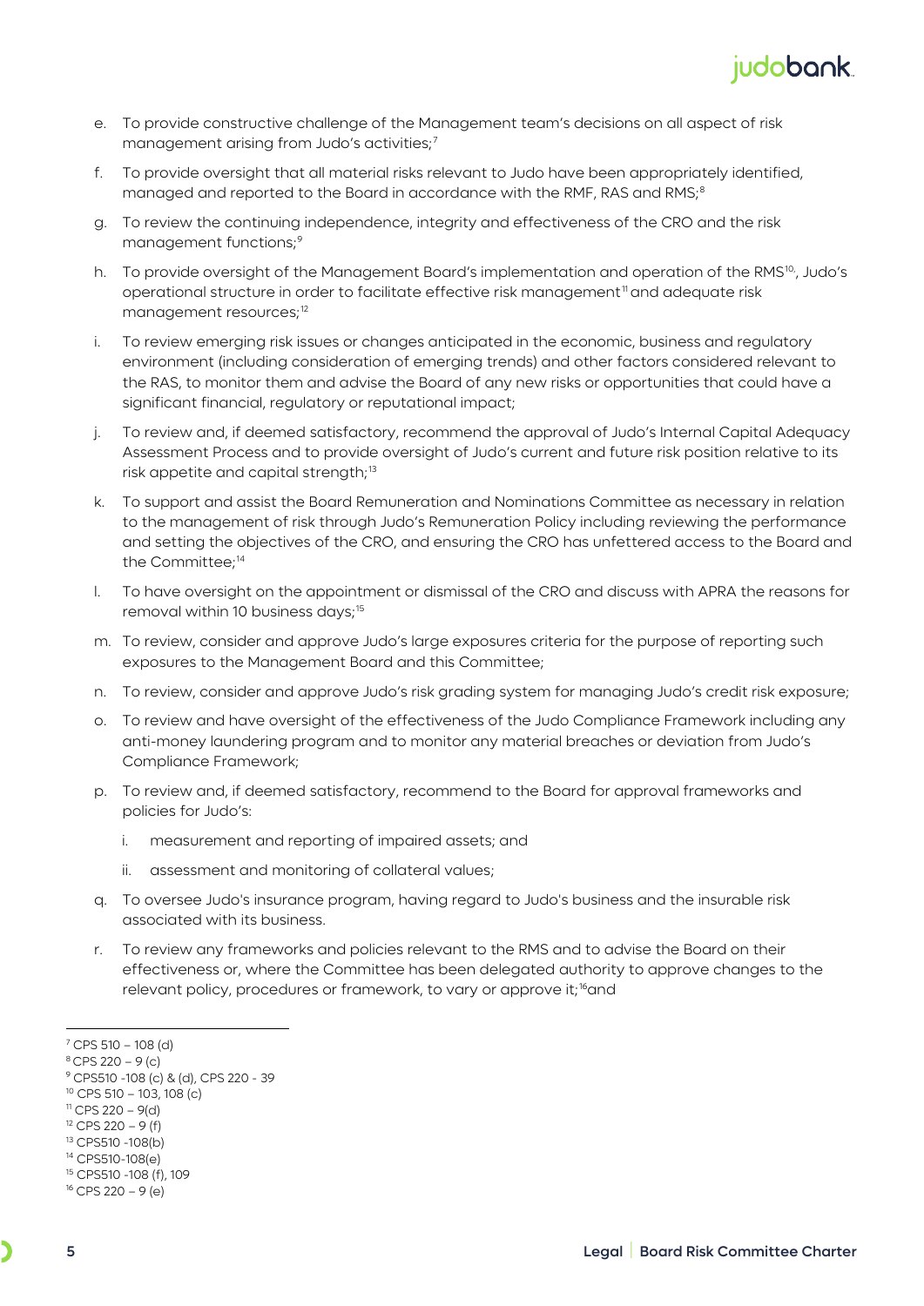e. To provide constructive challenge of the Management team's decisions on all aspect of risk management arising from Judo's activities;[7]

f. To provide oversight that all material risks relevant to Judo have been appropriately identified, managed and reported to the Board in accordance with the RMF, RAS and RMS;[8]

g. To review the continuing independence, integrity and effectiveness of the CRO and the risk management functions;[9]

h. To provide oversight of the Management Board's implementation and operation of the RMS[10], Judo's operational structure in order to facilitate effective risk management[11] and adequate risk management resources;[12]

i. To review emerging risk issues or changes anticipated in the economic, business and regulatory environment (including consideration of emerging trends) and other factors considered relevant to the RAS, to monitor them and advise the Board of any new risks or opportunities that could have a significant financial, regulatory or reputational impact;

j. To review and, if deemed satisfactory, recommend the approval of Judo's Internal Capital Adequacy Assessment Process and to provide oversight of Judo's current and future risk position relative to its risk appetite and capital strength;[13]

k. To support and assist the Board Remuneration and Nominations Committee as necessary in relation to the management of risk through Judo's Remuneration Policy including reviewing the performance and setting the objectives of the CRO, and ensuring the CRO has unfettered access to the Board and the Committee;[14]

l. To have oversight on the appointment or dismissal of the CRO and discuss with APRA the reasons for removal within 10 business days;[15]

m. To review, consider and approve Judo's large exposures criteria for the purpose of reporting such exposures to the Management Board and this Committee;

n. To review, consider and approve Judo's risk grading system for managing Judo's credit risk exposure;

o. To review and have oversight of the effectiveness of the Judo Compliance Framework including any anti-money laundering program and to monitor any material breaches or deviation from Judo's Compliance Framework;

p. To review and, if deemed satisfactory, recommend to the Board for approval frameworks and policies for Judo's:

   i. measurement and reporting of impaired assets; and

   ii. assessment and monitoring of collateral values;

q. To oversee Judo's insurance program, having regard to Judo's business and the insurable risk associated with its business.

r. To review any frameworks and policies relevant to the RMS and to advise the Board on their effectiveness or, where the Committee has been delegated authority to approve changes to the relevant policy, procedures or framework, to vary or approve it;[16] and

---

[7] CPS 510 – 108 (d)
[8] CPS 220 – 9 (c)
[9] CPS510 -108 (c) & (d), CPS 220 - 39
[10] CPS 510 – 103, 108 (c)
[11] CPS 220 – 9(d)
[12] CPS 220 – 9 (f)
[13] CPS510 -108(b)
[14] CPS510-108(e)
[15] CPS510 -108 (f), 109
[16] CPS 220 – 9 (e)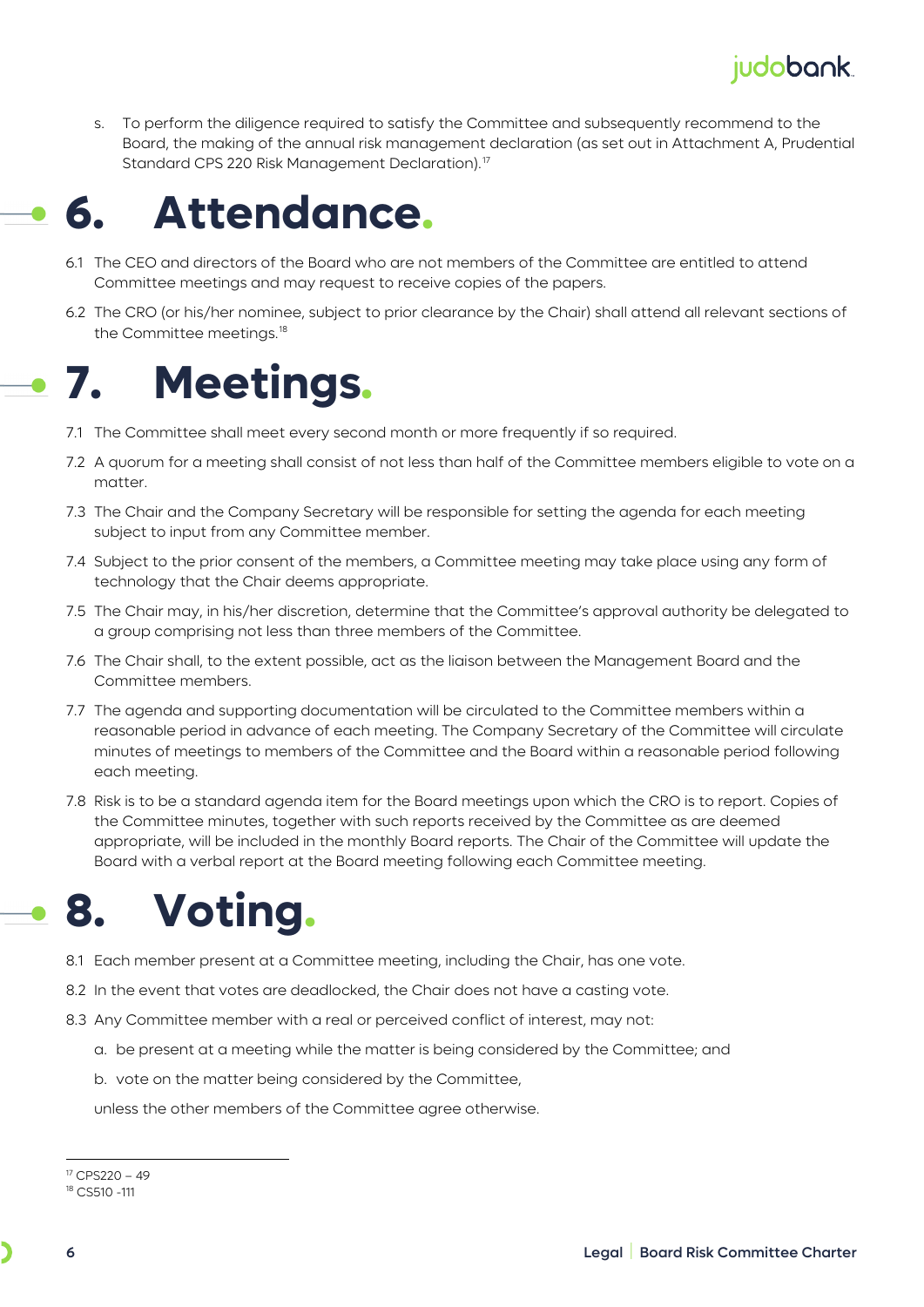s. To perform the diligence required to satisfy the Committee and subsequently recommend to the Board, the making of the annual risk management declaration (as set out in Attachment A, Prudential Standard CPS 220 Risk Management Declaration).[17]

# 6. Attendance.

6.1 The CEO and directors of the Board who are not members of the Committee are entitled to attend Committee meetings and may request to receive copies of the papers.

6.2 The CRO (or his/her nominee, subject to prior clearance by the Chair) shall attend all relevant sections of the Committee meetings.[18]

# 7. Meetings.

7.1 The Committee shall meet every second month or more frequently if so required.

7.2 A quorum for a meeting shall consist of not less than half of the Committee members eligible to vote on a matter.

7.3 The Chair and the Company Secretary will be responsible for setting the agenda for each meeting subject to input from any Committee member.

7.4 Subject to the prior consent of the members, a Committee meeting may take place using any form of technology that the Chair deems appropriate.

7.5 The Chair may, in his/her discretion, determine that the Committee's approval authority be delegated to a group comprising not less than three members of the Committee.

7.6 The Chair shall, to the extent possible, act as the liaison between the Management Board and the Committee members.

7.7 The agenda and supporting documentation will be circulated to the Committee members within a reasonable period in advance of each meeting. The Company Secretary of the Committee will circulate minutes of meetings to members of the Committee and the Board within a reasonable period following each meeting.

7.8 Risk is to be a standard agenda item for the Board meetings upon which the CRO is to report. Copies of the Committee minutes, together with such reports received by the Committee as are deemed appropriate, will be included in the monthly Board reports. The Chair of the Committee will update the Board with a verbal report at the Board meeting following each Committee meeting.

# 8. Voting.

8.1 Each member present at a Committee meeting, including the Chair, has one vote.

8.2 In the event that votes are deadlocked, the Chair does not have a casting vote.

8.3 Any Committee member with a real or perceived conflict of interest, may not:

a. be present at a meeting while the matter is being considered by the Committee; and

b. vote on the matter being considered by the Committee,

unless the other members of the Committee agree otherwise.

---

[17] CPS220 – 49

[18] CS510 -111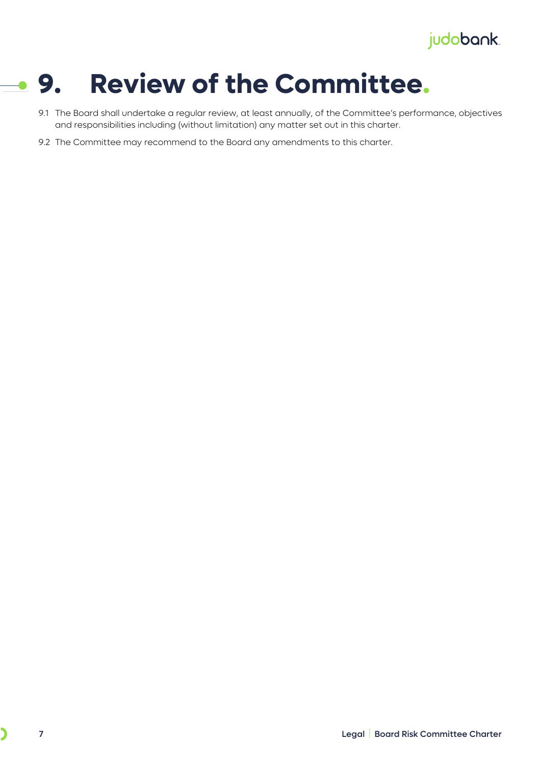# 9. Review of the Committee.

9.1 The Board shall undertake a regular review, at least annually, of the Committee's performance, objectives and responsibilities including (without limitation) any matter set out in this charter.

9.2 The Committee may recommend to the Board any amendments to this charter.